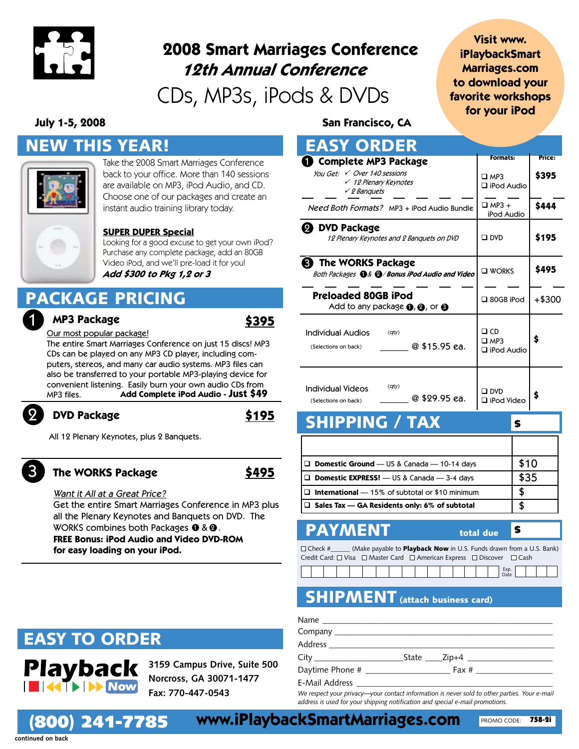# 2008 Smart Marriages Conference

## *12th Annual Conference*

## CDs, MP3s, iPods & DVDs

**July 1-5, 2008** — **San Francisco, CA**

**Visit www.iPlaybackSmartMarriages.com to download your favorite workshops for your iPod**

## NEW THIS YEAR!

Take the 2008 Smart Marriages Conference back to your office. More than 140 sessions are available on MP3, iPod Audio, and CD. Choose one of our packages and create an instant audio training library today.

**SUPER DUPER Special**

Looking for a good excuse to get your own iPod? Purchase any complete package, add an 80GB Video iPod, and we'll pre-load it for you!

***Add $300 to Pkg 1,2 or 3***

## PACKAGE PRICING

### 1 MP3 Package — $395

Our most popular package!

The entire Smart Marriages Conference on just 15 discs! MP3 CDs can be played on any MP3 CD player, including computers, stereos, and many car audio systems. MP3 files can also be transferred to your portable MP3-playing device for convenient listening. Easily burn your own audio CDs from MP3 files. **Add Complete iPod Audio - Just $49**

### 2 DVD Package — $195

All 12 Plenary Keynotes, plus 2 Banquets.

### 3 The WORKS Package — $495

*Want it All at a Great Price?*

Get the entire Smart Marriages Conference in MP3 plus all the Plenary Keynotes and Banquets on DVD. The WORKS combines both Packages ❶ & ❷.

**FREE Bonus: iPod Audio and Video DVD-ROM for easy loading on your iPod.**

## EASY ORDER

| | Formats: | Price: |
|---|---|---|
| **❶ Complete MP3 Package**<br>*You Get: ✓ Over 140 sessions ✓ 12 Plenary Keynotes ✓ 2 Banquets* | ❑ MP3<br>❑ iPod Audio | $395 |
| *Need Both Formats?* MP3 + iPod Audio Bundle | ❑ MP3 + iPod Audio | $444 |
| **❷ DVD Package**<br>*12 Plenary Keynotes and 2 Banquets on DVD* | ❑ DVD | $195 |
| **❸ The WORKS Package**<br>*Both Packages ❶ & ❷ / Bonus iPod Audio and Video* | ❑ WORKS | $495 |
| **Preloaded 80GB iPod**<br>Add to any package ❶, ❷, or ❸ | ❑ 80GB iPod | +$300 |
| Individual Audios (qty) ______ @ $15.95 ea.<br>(Selections on back) | ❑ CD<br>❑ MP3<br>❑ iPod Audio | $ |
| Individual Videos (qty) ______ @ $29.95 ea.<br>(Selections on back) | ❑ DVD<br>❑ iPod Video | $ |

## SHIPPING / TAX $

| | |
|---|---|
| ❑ **Domestic Ground** — US & Canada — 10-14 days | $10 |
| ❑ **Domestic EXPRESS!** — US & Canada — 3-4 days | $35 |
| ❑ **International** — 15% of subtotal or $10 minimum | $ |
| ❑ **Sales Tax — GA Residents only: 6% of subtotal** | $ |

## PAYMENT — total due $

❑ Check #_____ (Make payable to **Playback Now** in U.S. Funds drawn from a U.S. Bank)

Credit Card: ❑ Visa ❑ Master Card ❑ American Express ❑ Discover ❑ Cash

Exp. Date

## SHIPMENT (attach business card)

Name ______________________

Company ______________________

Address ______________________

City ____________ State ____ Zip+4 ____________

Daytime Phone # ____________ Fax # ____________

E-Mail Address ______________________

*We respect your privacy—your contact information is never sold to other parties. Your e-mail address is used for your shipping notification and special e-mail promotions.*

## EASY TO ORDER

**Playback Now**

3159 Campus Drive, Suite 500
Norcross, GA 30071-1477
Fax: 770-447-0543

**(800) 241-7785** — **www.iPlaybackSmartMarriages.com** — PROMO CODE: 758-2i

continued on back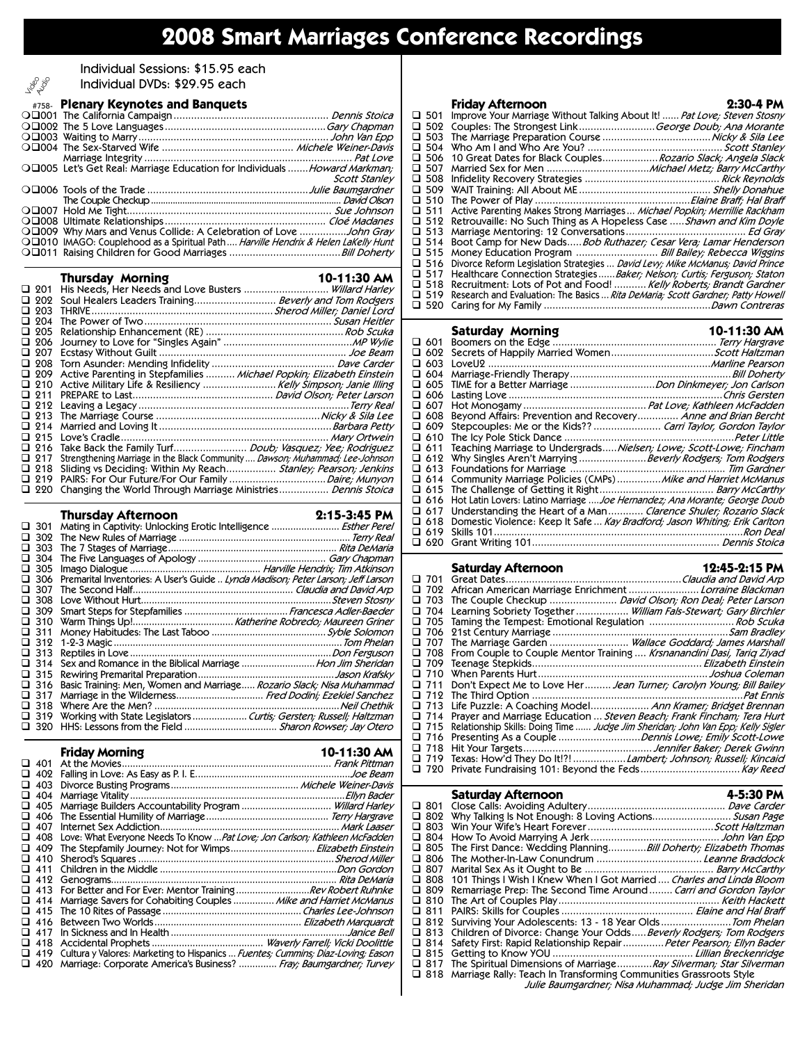# 2008 Smart Marriages Conference Recordings

Video / Audio

Individual Sessions: $15.95 each

Individual DVDs: $29.95 each

## #758- Plenary Keynotes and Banquets

- ○❑001 The California Campaign — *Dennis Stoica*
- ○❑002 The 5 Love Languages — *Gary Chapman*
- ○❑003 Waiting to Marry — *John Van Epp*
- ○❑004 The Sex-Starved Wife — *Michele Weiner-Davis*
  Marriage Integrity — *Pat Love*
- ○❑005 Let's Get Real: Marriage Education for Individuals — *Howard Markman; Scott Stanley*
- ○❑006 Tools of the Trade — *Julie Baumgardner*
  The Couple Checkup — *David Olson*
- ○❑007 Hold Me Tight — *Sue Johnson*
- ○❑008 Ultimate Relationships — *Cloé Madanes*
- ○❑009 Why Mars and Venus Collide: A Celebration of Love — *John Gray*
- ○❑010 IMAGO: Couplehood as a Spiritual Path — *Harville Hendrix & Helen LaKelly Hunt*
- ○❑011 Raising Children for Good Marriages — *Bill Doherty*

## Thursday Morning — 10-11:30 AM

- ❑ 201 His Needs, Her Needs and Love Busters — *Willard Harley*
- ❑ 202 Soul Healers Leaders Training — *Beverly and Tom Rodgers*
- ❑ 203 THRIVE — *Sherod Miller; Daniel Lord*
- ❑ 204 The Power of Two — *Susan Heitler*
- ❑ 205 Relationship Enhancement (RE) — *Rob Scuka*
- ❑ 206 Journey to Love for "Singles Again" — *MP Wylie*
- ❑ 207 Ecstasy Without Guilt — *Joe Beam*
- ❑ 208 Torn Asunder: Mending Infidelity — *Dave Carder*
- ❑ 209 Active Parenting in Stepfamilies — *Michael Popkin; Elizabeth Einstein*
- ❑ 210 Active Military Life & Resiliency — *Kelly Simpson; Janie Illing*
- ❑ 211 PREPARE to Last — *David Olson; Peter Larson*
- ❑ 212 Leaving a Legacy — *Terry Real*
- ❑ 213 The Marriage Course — *Nicky & Sila Lee*
- ❑ 214 Married and Loving It — *Barbara Petty*
- ❑ 215 Love's Cradle — *Mary Ortwein*
- ❑ 216 Take Back the Family Turf — *Doub; Vasquez; Yee; Rodriguez*
- ❑ 217 Strengthening Marriage in the Black Community — *Dawson; Muhammad; Lee-Johnson*
- ❑ 218 Sliding vs Deciding: Within My Reach — *Stanley; Pearson; Jenkins*
- ❑ 219 PAIRS: For Our Future/For Our Family — *Daire; Munyon*
- ❑ 220 Changing the World Through Marriage Ministries — *Dennis Stoica*

## Thursday Afternoon — 2:15-3:45 PM

- ❑ 301 Mating in Captivity: Unlocking Erotic Intelligence — *Esther Perel*
- ❑ 302 The New Rules of Marriage — *Terry Real*
- ❑ 303 The 7 Stages of Marriage — *Rita DeMaria*
- ❑ 304 The Five Languages of Apology — *Gary Chapman*
- ❑ 305 Imago Dialogue — *Harville Hendrix; Tim Atkinson*
- ❑ 306 Premarital Inventories: A User's Guide — *Lynda Madison; Peter Larson; Jeff Larson*
- ❑ 307 The Second Half — *Claudia and David Arp*
- ❑ 308 Love Without Hurt — *Steven Stosny*
- ❑ 309 Smart Steps for Stepfamilies — *Francesca Adler-Baeder*
- ❑ 310 Warm Things Up! — *Katherine Robredo; Maureen Griner*
- ❑ 311 Money Habitudes: The Last Taboo — *Syble Solomon*
- ❑ 312 1-2-3 Magic — *Tom Phelan*
- ❑ 313 Reptiles in Love — *Don Ferguson*
- ❑ 314 Sex and Romance in the Biblical Marriage — *Hon Jim Sheridan*
- ❑ 315 Rewiring Premarital Preparation — *Jason Krafsky*
- ❑ 316 Basic Training: Men, Women and Marriage — *Rozario Slack; Nisa Muhammad*
- ❑ 317 Marriage in the Wilderness — *Fred Dodini; Ezekiel Sanchez*
- ❑ 318 Where Are the Men? — *Neil Chethik*
- ❑ 319 Working with State Legislators — *Curtis; Gersten; Russell; Haltzman*
- ❑ 320 HHS: Lessons from the Field — *Sharon Rowser; Jay Otero*

## Friday Morning — 10-11:30 AM

- ❑ 401 At the Movies — *Frank Pittman*
- ❑ 402 Falling in Love: As Easy as P. I. E. — *Joe Beam*
- ❑ 403 Divorce Busting Programs — *Michele Weiner-Davis*
- ❑ 404 Marriage Vitality — *Ellyn Bader*
- ❑ 405 Marriage Builders Accountability Program — *Willard Harley*
- ❑ 406 The Essential Humility of Marriage — *Terry Hargrave*
- ❑ 407 Internet Sex Addiction — *Mark Laaser*
- ❑ 408 Love: What Everyone Needs To Know — *Pat Love; Jon Carlson; Kathleen McFadden*
- ❑ 409 The Stepfamily Journey: Not for Wimps — *Elizabeth Einstein*
- ❑ 410 Sherod's Squares — *Sherod Miller*
- ❑ 411 Children in the Middle — *Don Gordon*
- ❑ 412 Genograms — *Rita DeMaria*
- ❑ 413 For Better and For Ever: Mentor Training — *Rev Robert Ruhnke*
- ❑ 414 Marriage Savers for Cohabiting Couples — *Mike and Harriet McManus*
- ❑ 415 The 10 Rites of Passage — *Charles Lee-Johnson*
- ❑ 416 Between Two Worlds — *Elizabeth Marquardt*
- ❑ 417 In Sickness and In Health — *Janice Bell*
- ❑ 418 Accidental Prophets — *Waverly Farrell; Vicki Doolittle*
- ❑ 419 Cultura y Valores: Marketing to Hispanics — *Fuentes; Cummins; Diaz-Loving; Eason*
- ❑ 420 Marriage: Corporate America's Business? — *Fray; Baumgardner; Turvey*

## Friday Afternoon — 2:30-4 PM

- ❑ 501 Improve Your Marriage Without Talking About It! — *Pat Love; Steven Stosny*
- ❑ 502 Couples: The Strongest Link — *George Doub; Ana Morante*
- ❑ 503 The Marriage Preparation Course — *Nicky & Sila Lee*
- ❑ 504 Who Am I and Who Are You? — *Scott Stanley*
- ❑ 506 10 Great Dates for Black Couples — *Rozario Slack; Angela Slack*
- ❑ 507 Married Sex for Men — *Michael Metz; Barry McCarthy*
- ❑ 508 Infidelity Recovery Strategies — *Rick Reynolds*
- ❑ 509 WAIT Training: All About ME — *Shelly Donahue*
- ❑ 510 The Power of Play — *Elaine Braff; Hal Braff*
- ❑ 511 Active Parenting Makes Strong Marriages — *Michael Popkin; Merrillie Rackham*
- ❑ 512 Retrouvaille: No Such Thing as A Hopeless Case — *Shawn and Kim Doyle*
- ❑ 513 Marriage Mentoring: 12 Conversations — *Ed Gray*
- ❑ 514 Boot Camp for New Dads — *Bob Ruthazer; Cesar Vera; Lamar Henderson*
- ❑ 515 Money Education Program — *Bill Bailey; Rebecca Wiggins*
- ❑ 516 Divorce Reform Legislation Strategies — *David Levy; Mike McManus; David Prince*
- ❑ 517 Healthcare Connection Strategies — *Baker; Nelson; Curtis; Ferguson; Staton*
- ❑ 518 Recruitment: Lots of Pot and Food! — *Kelly Roberts; Brandt Gardner*
- ❑ 519 Research and Evaluation: The Basics — *Rita DeMaria; Scott Gardner; Patty Howell*
- ❑ 520 Caring for My Family — *Dawn Contreras*

## Saturday Morning — 10-11:30 AM

- ❑ 601 Boomers on the Edge — *Terry Hargrave*
- ❑ 602 Secrets of Happily Married Women — *Scott Haltzman*
- ❑ 603 LoveU2 — *Marline Pearson*
- ❑ 604 Marriage-Friendly Therapy — *Bill Doherty*
- ❑ 605 TIME for a Better Marriage — *Don Dinkmeyer; Jon Carlson*
- ❑ 606 Lasting Love — *Chris Gersten*
- ❑ 607 Hot Monogamy — *Pat Love; Kathleen McFadden*
- ❑ 608 Beyond Affairs: Prevention and Recovery — *Anne and Brian Bercht*
- ❑ 609 Stepcouples: Me or the Kids?? — *Carri Taylor, Gordon Taylor*
- ❑ 610 The Icy Pole Stick Dance — *Peter Little*
- ❑ 611 Teaching Marriage to Undergrads — *Nielsen; Lowe; Scott-Lowe; Fincham*
- ❑ 612 Why Singles Aren't Marrying — *Beverly Rodgers; Tom Rodgers*
- ❑ 613 Foundations for Marriage — *Tim Gardner*
- ❑ 614 Community Marriage Policies (CMPs) — *Mike and Harriet McManus*
- ❑ 615 The Challenge of Getting it Right — *Barry McCarthy*
- ❑ 616 Hot Latin Lovers: Latino Marriage — *Joe Hernandez; Ana Morante; George Doub*
- ❑ 617 Understanding the Heart of a Man — *Clarence Shuler; Rozario Slack*
- ❑ 618 Domestic Violence: Keep It Safe — *Kay Bradford; Jason Whiting; Erik Carlton*
- ❑ 619 Skills 101 — *Ron Deal*
- ❑ 620 Grant Writing 101 — *Dennis Stoica*

## Saturday Afternoon — 12:45-2:15 PM

- ❑ 701 Great Dates — *Claudia and David Arp*
- ❑ 702 African American Marriage Enrichment — *Lorraine Blackman*
- ❑ 703 The Couple Checkup — *David Olson; Ron Deal; Peter Larson*
- ❑ 704 Learning Sobriety Together — *William Fals-Stewart; Gary Birchler*
- ❑ 705 Taming the Tempest: Emotional Regulation — *Rob Scuka*
- ❑ 706 21st Century Marriage — *Sam Bradley*
- ❑ 707 The Marriage Garden — *Wallace Goddard; James Marshall*
- ❑ 708 From Couple to Couple Mentor Training — *Krsnanandini Dasi, Tariq Ziyad*
- ❑ 709 Teenage Stepkids — *Elizabeth Einstein*
- ❑ 710 When Parents Hurt — *Joshua Coleman*
- ❑ 711 Don't Expect Me to Love Her — *Jean Turner; Carolyn Young; Bill Bailey*
- ❑ 712 The Third Option — *Pat Ennis*
- ❑ 713 Life Puzzle: A Coaching Model — *Ann Kramer; Bridget Brennan*
- ❑ 714 Prayer and Marriage Education — *Steven Beach; Frank Fincham; Tera Hurt*
- ❑ 715 Relationship Skills: Doing Time — *Judge Jim Sheridan; John Van Epp; Kelly Sigler*
- ❑ 716 Presenting As a Couple — *Dennis Lowe; Emily Scott-Lowe*
- ❑ 718 Hit Your Targets — *Jennifer Baker; Derek Gwinn*
- ❑ 719 Texas: How'd They Do It?! — *Lambert; Johnson; Russell; Kincaid*
- ❑ 720 Private Fundraising 101: Beyond the Feds — *Kay Reed*

## Saturday Afternoon — 4-5:30 PM

- ❑ 801 Close Calls: Avoiding Adultery — *Dave Carder*
- ❑ 802 Why Talking Is Not Enough: 8 Loving Actions — *Susan Page*
- ❑ 803 Win Your Wife's Heart Forever — *Scott Haltzman*
- ❑ 804 How To Avoid Marrying A Jerk — *John Van Epp*
- ❑ 805 The First Dance: Wedding Planning — *Bill Doherty; Elizabeth Thomas*
- ❑ 806 The Mother-In-Law Conundrum — *Leanne Braddock*
- ❑ 807 Marital Sex As it Ought to Be — *Barry McCarthy*
- ❑ 808 101 Things I Wish I Knew When I Got Married — *Charles and Linda Bloom*
- ❑ 809 Remarriage Prep: The Second Time Around — *Carri and Gordon Taylor*
- ❑ 810 The Art of Couples Play — *Keith Hackett*
- ❑ 811 PAIRS: Skills for Couples — *Elaine and Hal Braff*
- ❑ 812 Surviving Your Adolescents: 13 - 18 Year Olds — *Tom Phelan*
- ❑ 813 Children of Divorce: Change Your Odds — *Beverly Rodgers; Tom Rodgers*
- ❑ 814 Safety First: Rapid Relationship Repair — *Peter Pearson; Ellyn Bader*
- ❑ 815 Getting to Know YOU — *Lillian Breckenridge*
- ❑ 817 The Spiritual Dimensions of Marriage — *Ray Silverman; Star Silverman*
- ❑ 818 Marriage Rally: Teach In Transforming Communities Grassroots Style — *Julie Baumgardner; Nisa Muhammad; Judge Jim Sheridan*